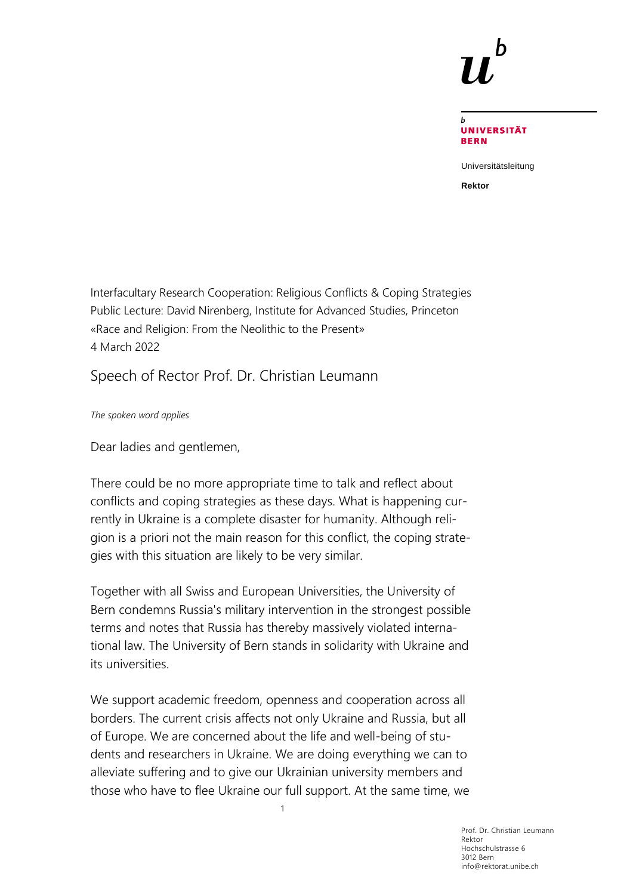Universität Bern

Universitätsleitung

**Rektor**

Interfacultary Research Cooperation: Religious Conflicts & Coping Strategies
Public Lecture: David Nirenberg, Institute for Advanced Studies, Princeton
«Race and Religion: From the Neolithic to the Present»
4 March 2022

# Speech of Rector Prof. Dr. Christian Leumann

*The spoken word applies*

Dear ladies and gentlemen,

There could be no more appropriate time to talk and reflect about conflicts and coping strategies as these days. What is happening currently in Ukraine is a complete disaster for humanity. Although religion is a priori not the main reason for this conflict, the coping strategies with this situation are likely to be very similar.

Together with all Swiss and European Universities, the University of Bern condemns Russia's military intervention in the strongest possible terms and notes that Russia has thereby massively violated international law. The University of Bern stands in solidarity with Ukraine and its universities.

We support academic freedom, openness and cooperation across all borders. The current crisis affects not only Ukraine and Russia, but all of Europe. We are concerned about the life and well-being of students and researchers in Ukraine. We are doing everything we can to alleviate suffering and to give our Ukrainian university members and those who have to flee Ukraine our full support. At the same time, we

Prof. Dr. Christian Leumann
Rektor
Hochschulstrasse 6
3012 Bern
info@rektorat.unibe.ch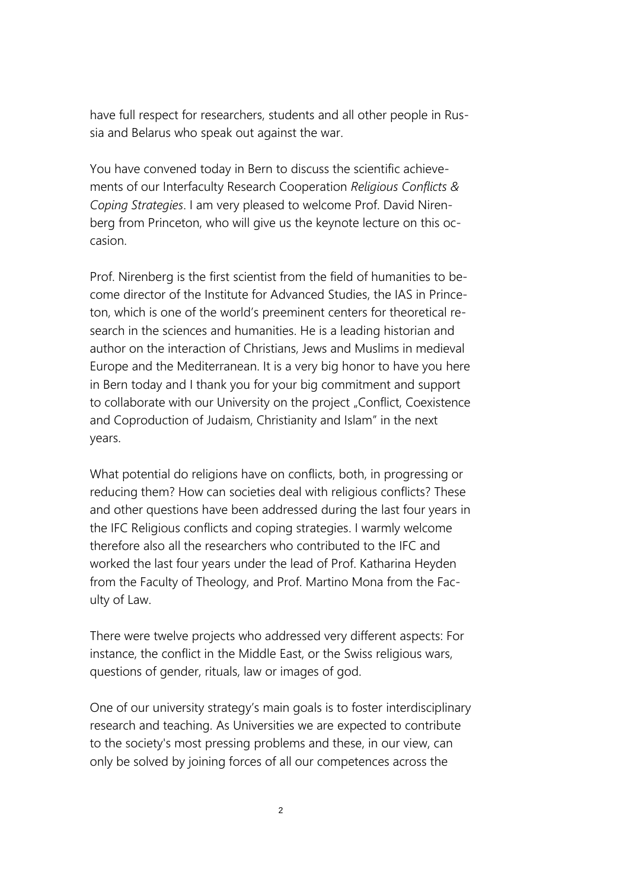have full respect for researchers, students and all other people in Russia and Belarus who speak out against the war.

You have convened today in Bern to discuss the scientific achievements of our Interfaculty Research Cooperation *Religious Conflicts & Coping Strategies*. I am very pleased to welcome Prof. David Nirenberg from Princeton, who will give us the keynote lecture on this occasion.

Prof. Nirenberg is the first scientist from the field of humanities to become director of the Institute for Advanced Studies, the IAS in Princeton, which is one of the world's preeminent centers for theoretical research in the sciences and humanities. He is a leading historian and author on the interaction of Christians, Jews and Muslims in medieval Europe and the Mediterranean. It is a very big honor to have you here in Bern today and I thank you for your big commitment and support to collaborate with our University on the project „Conflict, Coexistence and Coproduction of Judaism, Christianity and Islam" in the next years.

What potential do religions have on conflicts, both, in progressing or reducing them? How can societies deal with religious conflicts? These and other questions have been addressed during the last four years in the IFC Religious conflicts and coping strategies. I warmly welcome therefore also all the researchers who contributed to the IFC and worked the last four years under the lead of Prof. Katharina Heyden from the Faculty of Theology, and Prof. Martino Mona from the Faculty of Law.

There were twelve projects who addressed very different aspects: For instance, the conflict in the Middle East, or the Swiss religious wars, questions of gender, rituals, law or images of god.

One of our university strategy's main goals is to foster interdisciplinary research and teaching. As Universities we are expected to contribute to the society's most pressing problems and these, in our view, can only be solved by joining forces of all our competences across the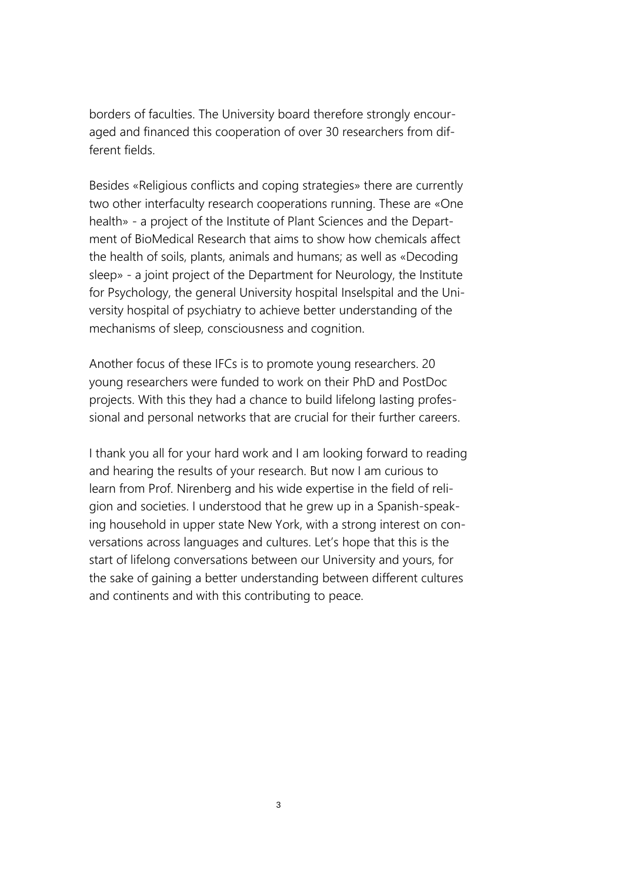borders of faculties. The University board therefore strongly encouraged and financed this cooperation of over 30 researchers from different fields.

Besides «Religious conflicts and coping strategies» there are currently two other interfaculty research cooperations running. These are «One health» - a project of the Institute of Plant Sciences and the Department of BioMedical Research that aims to show how chemicals affect the health of soils, plants, animals and humans; as well as «Decoding sleep» - a joint project of the Department for Neurology, the Institute for Psychology, the general University hospital Inselspital and the University hospital of psychiatry to achieve better understanding of the mechanisms of sleep, consciousness and cognition.

Another focus of these IFCs is to promote young researchers. 20 young researchers were funded to work on their PhD and PostDoc projects. With this they had a chance to build lifelong lasting professional and personal networks that are crucial for their further careers.

I thank you all for your hard work and I am looking forward to reading and hearing the results of your research. But now I am curious to learn from Prof. Nirenberg and his wide expertise in the field of religion and societies. I understood that he grew up in a Spanish-speaking household in upper state New York, with a strong interest on conversations across languages and cultures. Let's hope that this is the start of lifelong conversations between our University and yours, for the sake of gaining a better understanding between different cultures and continents and with this contributing to peace.